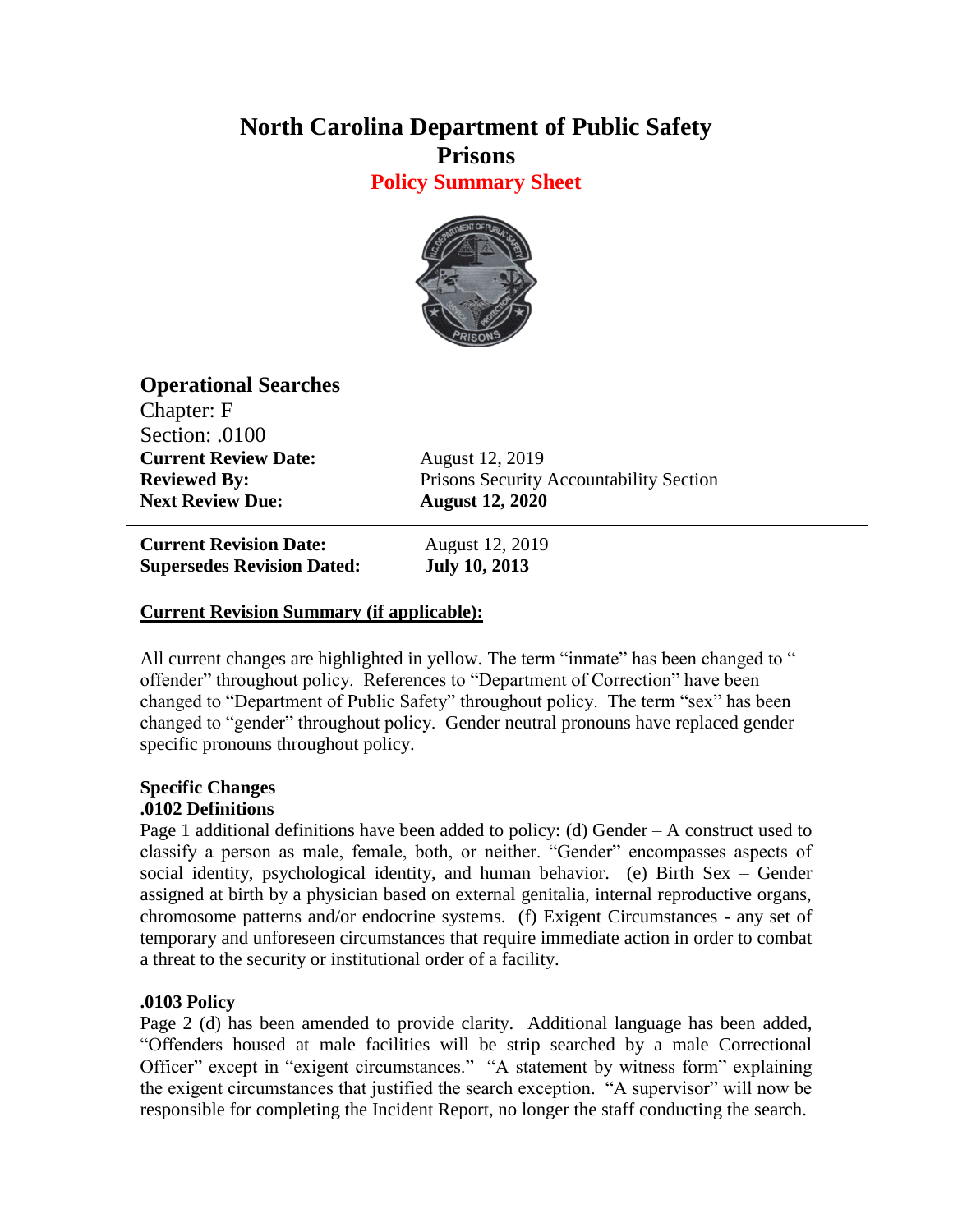# North Carolina Department of Public Safety
# Prisons
## Policy Summary Sheet

## Operational Searches

Chapter: F
Section: .0100

| | |
|---|---|
| **Current Review Date:** | August 12, 2019 |
| **Reviewed By:** | Prisons Security Accountability Section |
| **Next Review Due:** | **August 12, 2020** |

---

| | |
|---|---|
| **Current Revision Date:** | August 12, 2019 |
| **Supersedes Revision Dated:** | **July 10, 2013** |

**Current Revision Summary (if applicable):**

All current changes are highlighted in yellow. The term "inmate" has been changed to " offender" throughout policy. References to "Department of Correction" have been changed to "Department of Public Safety" throughout policy. The term "sex" has been changed to "gender" throughout policy. Gender neutral pronouns have replaced gender specific pronouns throughout policy.

### Specific Changes

**.0102 Definitions**

Page 1 additional definitions have been added to policy: (d) Gender – A construct used to classify a person as male, female, both, or neither. "Gender" encompasses aspects of social identity, psychological identity, and human behavior. (e) Birth Sex – Gender assigned at birth by a physician based on external genitalia, internal reproductive organs, chromosome patterns and/or endocrine systems. (f) Exigent Circumstances - any set of temporary and unforeseen circumstances that require immediate action in order to combat a threat to the security or institutional order of a facility.

**.0103 Policy**

Page 2 (d) has been amended to provide clarity. Additional language has been added, "Offenders housed at male facilities will be strip searched by a male Correctional Officer" except in "exigent circumstances." "A statement by witness form" explaining the exigent circumstances that justified the search exception. "A supervisor" will now be responsible for completing the Incident Report, no longer the staff conducting the search.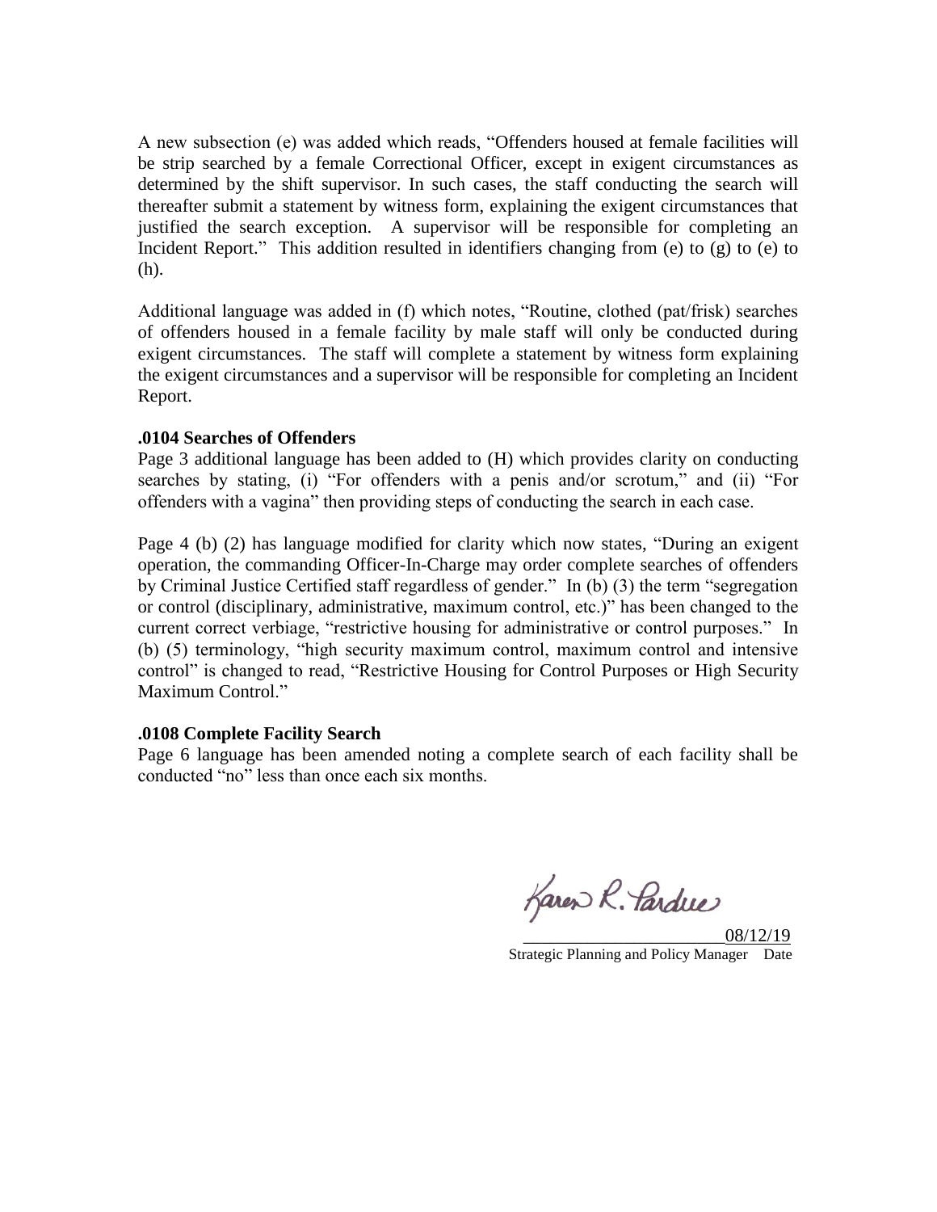A new subsection (e) was added which reads, "Offenders housed at female facilities will be strip searched by a female Correctional Officer, except in exigent circumstances as determined by the shift supervisor. In such cases, the staff conducting the search will thereafter submit a statement by witness form, explaining the exigent circumstances that justified the search exception. A supervisor will be responsible for completing an Incident Report." This addition resulted in identifiers changing from (e) to (g) to (e) to (h).

Additional language was added in (f) which notes, "Routine, clothed (pat/frisk) searches of offenders housed in a female facility by male staff will only be conducted during exigent circumstances. The staff will complete a statement by witness form explaining the exigent circumstances and a supervisor will be responsible for completing an Incident Report.

**.0104 Searches of Offenders**

Page 3 additional language has been added to (H) which provides clarity on conducting searches by stating, (i) "For offenders with a penis and/or scrotum," and (ii) "For offenders with a vagina" then providing steps of conducting the search in each case.

Page 4 (b) (2) has language modified for clarity which now states, "During an exigent operation, the commanding Officer-In-Charge may order complete searches of offenders by Criminal Justice Certified staff regardless of gender." In (b) (3) the term "segregation or control (disciplinary, administrative, maximum control, etc.)" has been changed to the current correct verbiage, "restrictive housing for administrative or control purposes." In (b) (5) terminology, "high security maximum control, maximum control and intensive control" is changed to read, "Restrictive Housing for Control Purposes or High Security Maximum Control."

**.0108 Complete Facility Search**

Page 6 language has been amended noting a complete search of each facility shall be conducted "no" less than once each six months.

Karen R. Pardue

\_\_\_\_\_\_\_\_\_\_\_\_\_\_\_\_\_\_\_\_\_\_08/12/19

Strategic Planning and Policy Manager Date